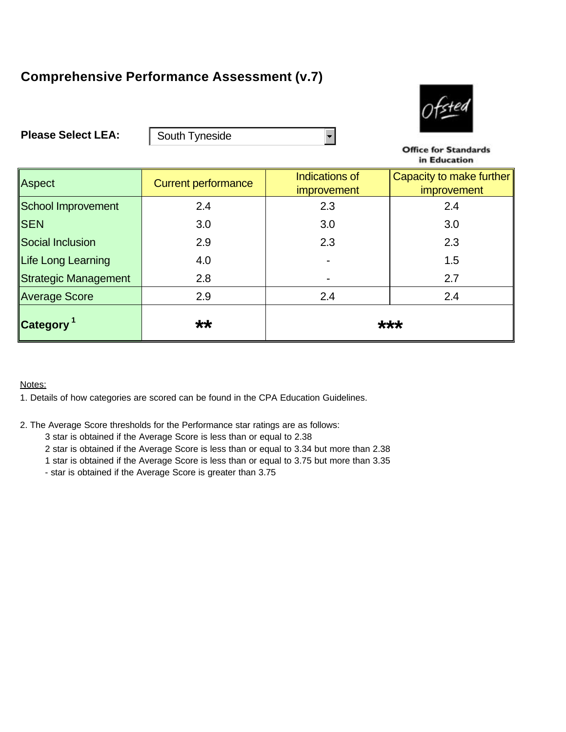# Comprehensive Performance Assessment (v.7)

**Please Select LEA:** South Tyneside

Office for Standards in Education

| Aspect | Current performance | Indications of improvement | Capacity to make further improvement |
|---|---|---|---|
| School Improvement | 2.4 | 2.3 | 2.4 |
| SEN | 3.0 | 3.0 | 3.0 |
| Social Inclusion | 2.9 | 2.3 | 2.3 |
| Life Long Learning | 4.0 | - | 1.5 |
| Strategic Management | 2.8 | - | 2.7 |
| Average Score | 2.9 | 2.4 | 2.4 |
| **Category** [1] | ** | *** | |

Notes:

1. Details of how categories are scored can be found in the CPA Education Guidelines.

2. The Average Score thresholds for the Performance star ratings are as follows:
   - 3 star is obtained if the Average Score is less than or equal to 2.38
   - 2 star is obtained if the Average Score is less than or equal to 3.34 but more than 2.38
   - 1 star is obtained if the Average Score is less than or equal to 3.75 but more than 3.35
   - \- star is obtained if the Average Score is greater than 3.75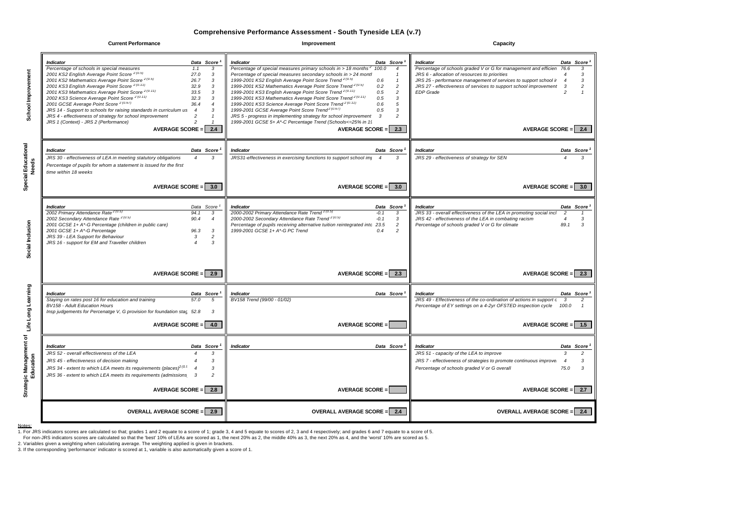# Comprehensive Performance Assessment - South Tyneside LEA (v.7)

## School Improvement

### Current Performance

| Indicator | Data | Score[1] |
|---|---|---|
| Percentage of schools in special measures | 1.1 | 3 |
| 2001 KS2 English Average Point Score [2 (0.5)] | 27.0 | 3 |
| 2001 KS2 Mathematics Average Point Score [2 (0.5)] | 26.7 | 3 |
| 2001 KS3 English Average Point Score [2 (0.11)] | 32.9 | 3 |
| 2001 KS3 Mathematics Average Point Score [2 (0.11)] | 33.5 | 3 |
| 2002 KS3 Science Average Point Score [2 (0.11)] | 32.3 | 3 |
| 2001 GCSE Average Point Score [2 (0.67)] | 36.4 | 4 |
| JRS 14 - Support to schools for raising standards in curriculum us | 4 | 3 |
| JRS 4 - effectiveness of strategy for school improvement | 2 | 1 |
| JRS 1 (Context) - JRS 2 (Performance) | 2 | 1 |
| **AVERAGE SCORE =** | | **2.4** |

### Improvement

| Indicator | Data | Score[1] |
|---|---|---|
| Percentage of special measures primary schools in > 18 months [2] | 100.0 | 4 |
| Percentage of special measures secondary schools in > 24 montl | | 1 |
| 1999-2001 KS2 English Average Point Score Trend [2 (0.5)] | 0.6 | 1 |
| 1999-2001 KS2 Mathematics Average Point Score Trend [2 (0.5)] | 0.2 | 2 |
| 1999-2001 KS3 English Average Point Score Trend [2 (0.11)] | 0.5 | 2 |
| 1999-2001 KS3 Mathematics Average Point Score Trend [2 (0.11)] | 0.5 | 3 |
| 1999-2001 KS3 Science Average Point Score Trend [2 (0.11)] | 0.6 | 5 |
| 1999-2001 GCSE Average Point Score Trend [2 (0.67)] | 0.5 | 3 |
| JRS 5 - progress in implementing strategy for school improvement | 3 | 2 |
| 1999-2001 GCSE 5+ A*-C Percentage Trend (Schools<=25% in 1§ | | |
| **AVERAGE SCORE =** | | **2.3** |

### Capacity

| Indicator | Data | Score[1] |
|---|---|---|
| Percentage of schools graded V or G for management and efficien | 76.6 | 3 |
| JRS 6 - allocation of resources to priorities | 4 | 3 |
| JRS 25 - performance management of services to support school ir | 4 | 3 |
| JRS 27 - effectiveness of services to support school improvement | 3 | 2 |
| EDP Grade | 2 | 1 |
| **AVERAGE SCORE =** | | **2.4** |

## Special Educational Needs

### Current Performance

| Indicator | Data | Score[1] |
|---|---|---|
| JRS 30 - effectiveness of LEA in meeting statutory obligations | 4 | 3 |
| Percentage of pupils for whom a statement is issued for the first time within 18 weeks | | |
| **AVERAGE SCORE =** | | **3.0** |

### Improvement

| Indicator | Data | Score[1] |
|---|---|---|
| JRS31-effectiveness in exercising functions to support school im | 4 | 3 |
| **AVERAGE SCORE =** | | **3.0** |

### Capacity

| Indicator | Data | Score[1] |
|---|---|---|
| JRS 29 - effectiveness of strategy for SEN | 4 | 3 |
| **AVERAGE SCORE =** | | **3.0** |

## Social Inclusion

### Current Performance

| Indicator | Data | Score[1] |
|---|---|---|
| 2002 Primary Attendance Rate [2 (0.5)] | 94.1 | 3 |
| 2002 Secondary Attendance Rate [2 (0.5)] | 90.4 | 4 |
| 2001 GCSE 1+ A*-G Percentage (children in public care) | | |
| 2001 GCSE 1+ A*-G Percentage | 96.3 | 3 |
| JRS 39 - LEA Support for Behaviour | 3 | 2 |
| JRS 16 - support for EM and Traveller children | 4 | 3 |
| **AVERAGE SCORE =** | | **2.9** |

### Improvement

| Indicator | Data | Score[1] |
|---|---|---|
| 2000-2002 Primary Attendance Rate Trend [2 (0.5)] | -0.1 | 3 |
| 2000-2002 Secondary Attendance Rate Trend [2 (0.5)] | -0.1 | 3 |
| Percentage of pupils receiving alternative tuition reintegrated intc | 23.5 | 2 |
| 1999-2001 GCSE 1+ A*-G PC Trend | 0.4 | 2 |
| **AVERAGE SCORE =** | | **2.3** |

### Capacity

| Indicator | Data | Score[1] |
|---|---|---|
| JRS 33 - overall effectiveness of the LEA in promoting social incl | 2 | 1 |
| JRS 42 - effectiveness of the LEA in combating racism | 4 | 3 |
| Percentage of schools graded V or G for climate | 89.1 | 3 |
| **AVERAGE SCORE =** | | **2.3** |

## Life Long Learning

### Current Performance

| Indicator | Data | Score[1] |
|---|---|---|
| Staying on rates post 16 for education and training | 57.0 | 5 |
| BV158 - Adult Education Hours | | |
| Insp judgements for Percenatge V, G provision for foundation stag | 52.8 | 3 |
| **AVERAGE SCORE =** | | **4.0** |

### Improvement

| Indicator | Data | Score[1] |
|---|---|---|
| BV158 Trend (99/00 - 01/02) | | |
| **AVERAGE SCORE =** | | |

### Capacity

| Indicator | Data | Score[1] |
|---|---|---|
| JRS 49 - Effectiveness of the co-ordination of actions in support c | 3 | 2 |
| Percentage of EY settings on a 4-2yr OFSTED inspection cycle | 100.0 | 1 |
| **AVERAGE SCORE =** | | **1.5** |

## Strategic Management of Education

### Current Performance

| Indicator | Data | Score[1] |
|---|---|---|
| JRS 52 - overall effectiveness of the LEA | 4 | 3 |
| JRS 45 - effectiveness of decision making | 4 | 3 |
| JRS 34 - extent to which LEA meets its requirements (places) [2 (0.5] | 4 | 3 |
| JRS 36 - extent to which LEA meets its requirements (admissions | 3 | 2 |
| **AVERAGE SCORE =** | | **2.8** |

### Improvement

| Indicator | Data | Score[1] |
|---|---|---|
| **AVERAGE SCORE =** | | |

### Capacity

| Indicator | Data | Score[1] |
|---|---|---|
| JRS 51 - capacity of the LEA to improve | 3 | 2 |
| JRS 7 - effectiveness of strategies to promote continuous improve | 4 | 3 |
| Percentage of schools graded V or G overall | 75.0 | 3 |
| **AVERAGE SCORE =** | | **2.7** |

## Overall

| | Current Performance | Improvement | Capacity |
|---|---|---|---|
| **OVERALL AVERAGE SCORE =** | **2.9** | **2.4** | **2.4** |

Notes:

1. For JRS indicators scores are calculated so that; grades 1 and 2 equate to a score of 1; grade 3, 4 and 5 equate to scores of 2, 3 and 4 respectively; and grades 6 and 7 equate to a score of 5.
   For non-JRS indicators scores are calculated so that the 'best' 10% of LEAs are scored as 1, the next 20% as 2, the middle 40% as 3, the next 20% as 4, and the 'worst' 10% are scored as 5.
2. Variables given a weighting when calculating average. The weighting applied is given in brackets.
3. If the corresponding 'performance' indicator is scored at 1, variable is also automatically given a score of 1.